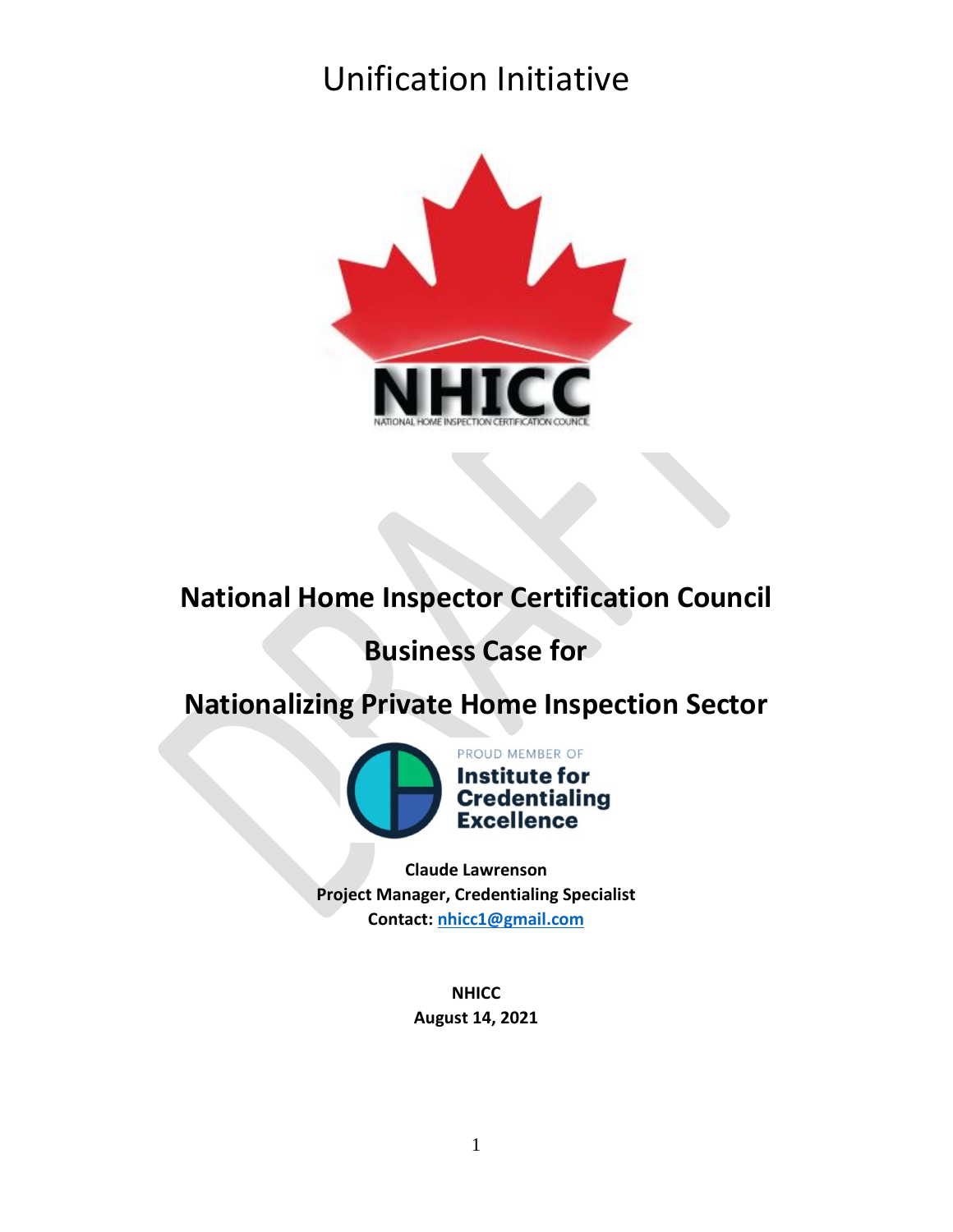# Unification Initiative

NHICC

NATIONAL HOME INSPECTION CERTIFICATION COUNCIL

DRAFT

## National Home Inspector Certification Council

## Business Case for

## Nationalizing Private Home Inspection Sector

PROUD MEMBER OF
Institute for Credentialing Excellence

**Claude Lawrenson**
**Project Manager, Credentialing Specialist**
**Contact: nhicc1@gmail.com**

**NHICC**
**August 14, 2021**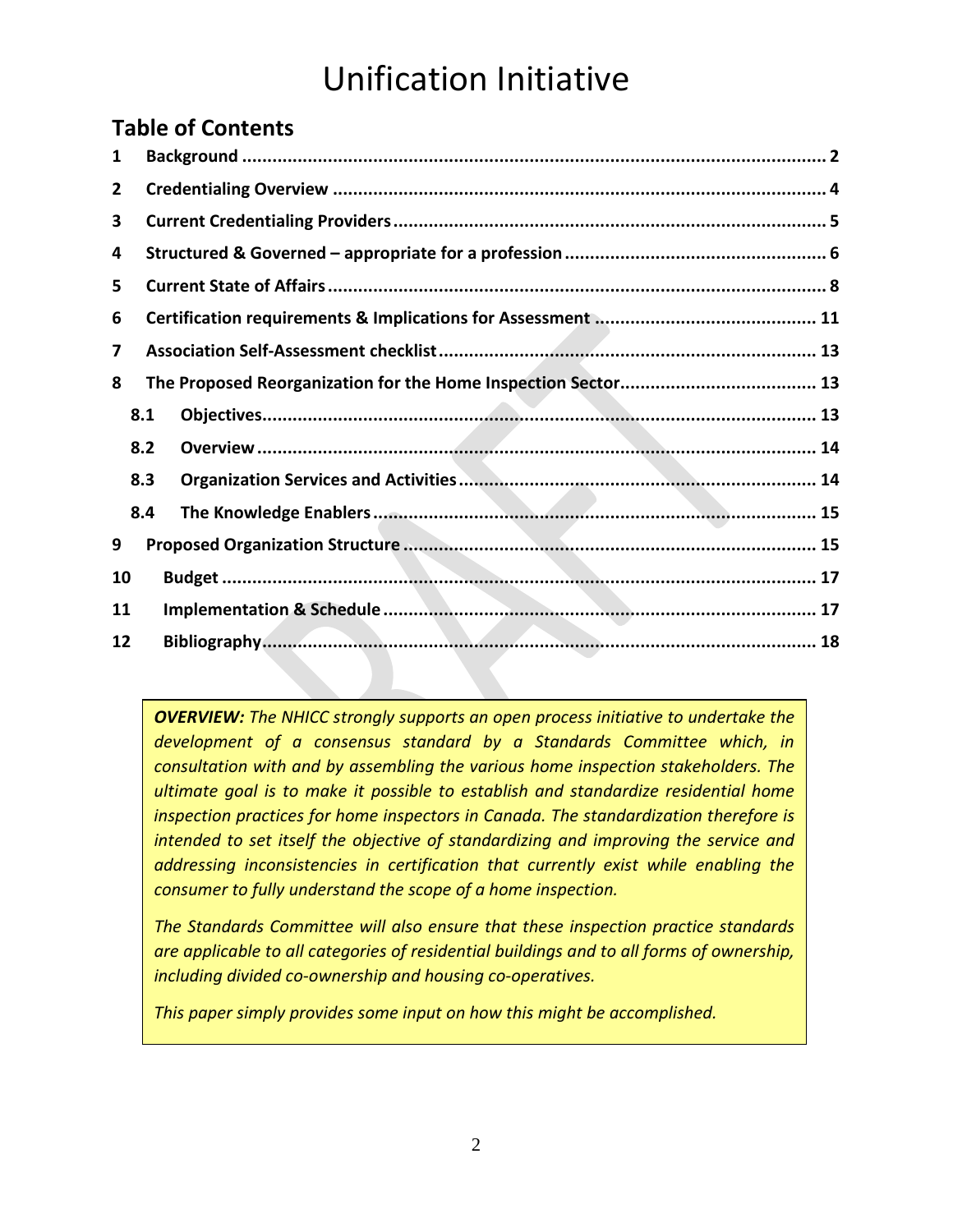# Unification Initiative

## Table of Contents

1 Background .... 2

2 Credentialing Overview .... 4

3 Current Credentialing Providers .... 5

4 Structured & Governed – appropriate for a profession .... 6

5 Current State of Affairs .... 8

6 Certification requirements & Implications for Assessment .... 11

7 Association Self-Assessment checklist .... 13

8 The Proposed Reorganization for the Home Inspection Sector .... 13

- 8.1 Objectives .... 13
- 8.2 Overview .... 14
- 8.3 Organization Services and Activities .... 14
- 8.4 The Knowledge Enablers .... 15

9 Proposed Organization Structure .... 15

10 Budget .... 17

11 Implementation & Schedule .... 17

12 Bibliography .... 18

> ***OVERVIEW:*** *The NHICC strongly supports an open process initiative to undertake the development of a consensus standard by a Standards Committee which, in consultation with and by assembling the various home inspection stakeholders. The ultimate goal is to make it possible to establish and standardize residential home inspection practices for home inspectors in Canada. The standardization therefore is intended to set itself the objective of standardizing and improving the service and addressing inconsistencies in certification that currently exist while enabling the consumer to fully understand the scope of a home inspection.*
>
> *The Standards Committee will also ensure that these inspection practice standards are applicable to all categories of residential buildings and to all forms of ownership, including divided co-ownership and housing co-operatives.*
>
> *This paper simply provides some input on how this might be accomplished.*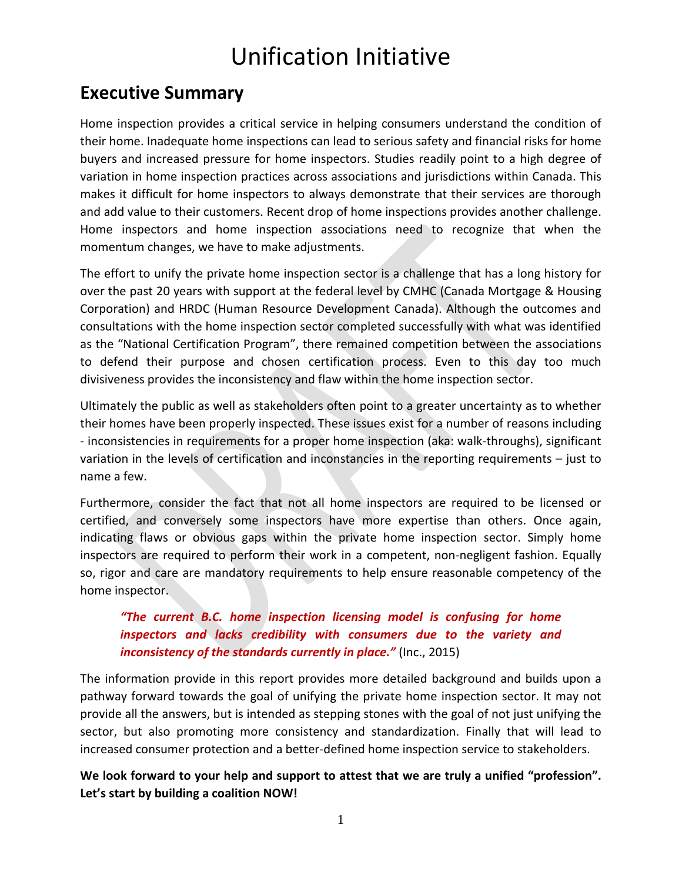# Unification Initiative

## Executive Summary

Home inspection provides a critical service in helping consumers understand the condition of their home. Inadequate home inspections can lead to serious safety and financial risks for home buyers and increased pressure for home inspectors. Studies readily point to a high degree of variation in home inspection practices across associations and jurisdictions within Canada. This makes it difficult for home inspectors to always demonstrate that their services are thorough and add value to their customers. Recent drop of home inspections provides another challenge. Home inspectors and home inspection associations need to recognize that when the momentum changes, we have to make adjustments.

The effort to unify the private home inspection sector is a challenge that has a long history for over the past 20 years with support at the federal level by CMHC (Canada Mortgage & Housing Corporation) and HRDC (Human Resource Development Canada). Although the outcomes and consultations with the home inspection sector completed successfully with what was identified as the "National Certification Program", there remained competition between the associations to defend their purpose and chosen certification process. Even to this day too much divisiveness provides the inconsistency and flaw within the home inspection sector.

Ultimately the public as well as stakeholders often point to a greater uncertainty as to whether their homes have been properly inspected. These issues exist for a number of reasons including - inconsistencies in requirements for a proper home inspection (aka: walk-throughs), significant variation in the levels of certification and inconstancies in the reporting requirements – just to name a few.

Furthermore, consider the fact that not all home inspectors are required to be licensed or certified, and conversely some inspectors have more expertise than others. Once again, indicating flaws or obvious gaps within the private home inspection sector. Simply home inspectors are required to perform their work in a competent, non-negligent fashion. Equally so, rigor and care are mandatory requirements to help ensure reasonable competency of the home inspector.

> ***"The current B.C. home inspection licensing model is confusing for home inspectors and lacks credibility with consumers due to the variety and inconsistency of the standards currently in place."*** (Inc., 2015)

The information provide in this report provides more detailed background and builds upon a pathway forward towards the goal of unifying the private home inspection sector. It may not provide all the answers, but is intended as stepping stones with the goal of not just unifying the sector, but also promoting more consistency and standardization. Finally that will lead to increased consumer protection and a better-defined home inspection service to stakeholders.

**We look forward to your help and support to attest that we are truly a unified "profession". Let's start by building a coalition NOW!**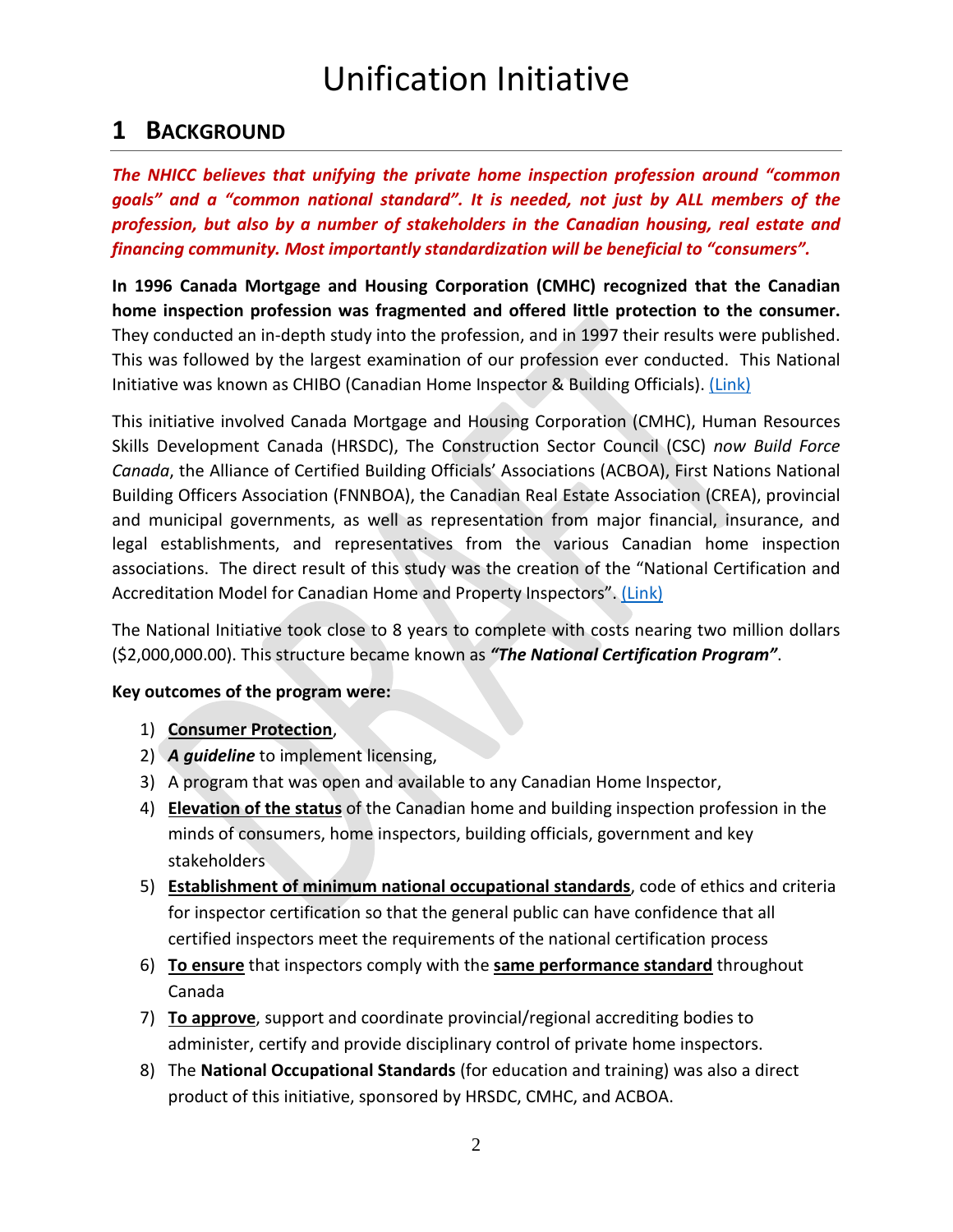# Unification Initiative

## 1 BACKGROUND

***The NHICC believes that unifying the private home inspection profession around "common goals" and a "common national standard". It is needed, not just by ALL members of the profession, but also by a number of stakeholders in the Canadian housing, real estate and financing community. Most importantly standardization will be beneficial to "consumers".***

**In 1996 Canada Mortgage and Housing Corporation (CMHC) recognized that the Canadian home inspection profession was fragmented and offered little protection to the consumer.** They conducted an in-depth study into the profession, and in 1997 their results were published. This was followed by the largest examination of our profession ever conducted. This National Initiative was known as CHIBO (Canadian Home Inspector & Building Officials). (Link)

This initiative involved Canada Mortgage and Housing Corporation (CMHC), Human Resources Skills Development Canada (HRSDC), The Construction Sector Council (CSC) *now Build Force Canada*, the Alliance of Certified Building Officials' Associations (ACBOA), First Nations National Building Officers Association (FNNBOA), the Canadian Real Estate Association (CREA), provincial and municipal governments, as well as representation from major financial, insurance, and legal establishments, and representatives from the various Canadian home inspection associations. The direct result of this study was the creation of the "National Certification and Accreditation Model for Canadian Home and Property Inspectors". (Link)

The National Initiative took close to 8 years to complete with costs nearing two million dollars ($2,000,000.00). This structure became known as ***"The National Certification Program"***.

**Key outcomes of the program were:**

1) **Consumer Protection**,
2) ***A guideline*** to implement licensing,
3) A program that was open and available to any Canadian Home Inspector,
4) **Elevation of the status** of the Canadian home and building inspection profession in the minds of consumers, home inspectors, building officials, government and key stakeholders
5) **Establishment of minimum national occupational standards**, code of ethics and criteria for inspector certification so that the general public can have confidence that all certified inspectors meet the requirements of the national certification process
6) **To ensure** that inspectors comply with the **same performance standard** throughout Canada
7) **To approve**, support and coordinate provincial/regional accrediting bodies to administer, certify and provide disciplinary control of private home inspectors.
8) The **National Occupational Standards** (for education and training) was also a direct product of this initiative, sponsored by HRSDC, CMHC, and ACBOA.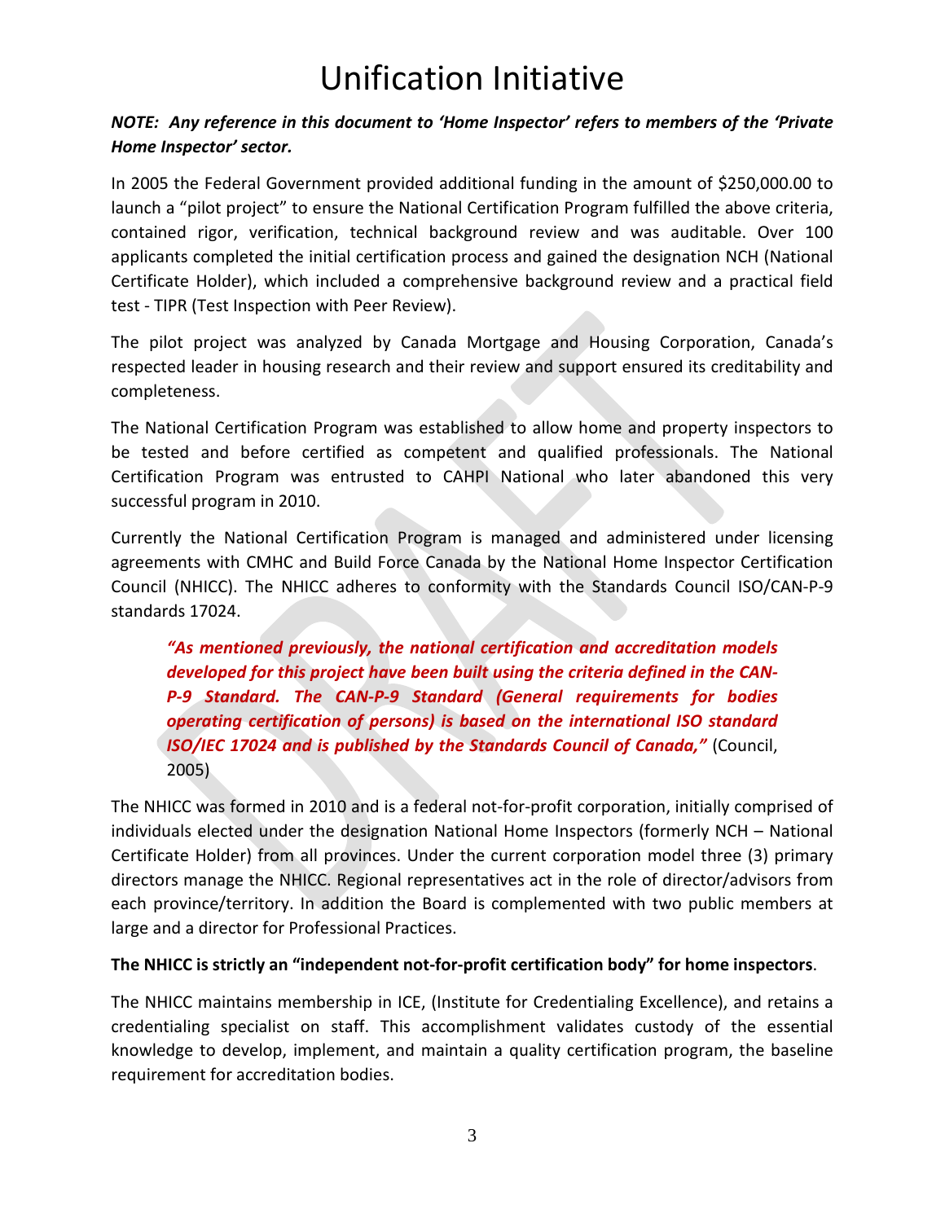# Unification Initiative

***NOTE: Any reference in this document to 'Home Inspector' refers to members of the 'Private Home Inspector' sector.***

In 2005 the Federal Government provided additional funding in the amount of $250,000.00 to launch a "pilot project" to ensure the National Certification Program fulfilled the above criteria, contained rigor, verification, technical background review and was auditable. Over 100 applicants completed the initial certification process and gained the designation NCH (National Certificate Holder), which included a comprehensive background review and a practical field test - TIPR (Test Inspection with Peer Review).

The pilot project was analyzed by Canada Mortgage and Housing Corporation, Canada's respected leader in housing research and their review and support ensured its creditability and completeness.

The National Certification Program was established to allow home and property inspectors to be tested and before certified as competent and qualified professionals. The National Certification Program was entrusted to CAHPI National who later abandoned this very successful program in 2010.

Currently the National Certification Program is managed and administered under licensing agreements with CMHC and Build Force Canada by the National Home Inspector Certification Council (NHICC). The NHICC adheres to conformity with the Standards Council ISO/CAN-P-9 standards 17024.

> ***"As mentioned previously, the national certification and accreditation models developed for this project have been built using the criteria defined in the CAN-P-9 Standard. The CAN-P-9 Standard (General requirements for bodies operating certification of persons) is based on the international ISO standard ISO/IEC 17024 and is published by the Standards Council of Canada,"*** (Council, 2005)

The NHICC was formed in 2010 and is a federal not-for-profit corporation, initially comprised of individuals elected under the designation National Home Inspectors (formerly NCH – National Certificate Holder) from all provinces. Under the current corporation model three (3) primary directors manage the NHICC. Regional representatives act in the role of director/advisors from each province/territory. In addition the Board is complemented with two public members at large and a director for Professional Practices.

**The NHICC is strictly an "independent not-for-profit certification body" for home inspectors**.

The NHICC maintains membership in ICE, (Institute for Credentialing Excellence), and retains a credentialing specialist on staff. This accomplishment validates custody of the essential knowledge to develop, implement, and maintain a quality certification program, the baseline requirement for accreditation bodies.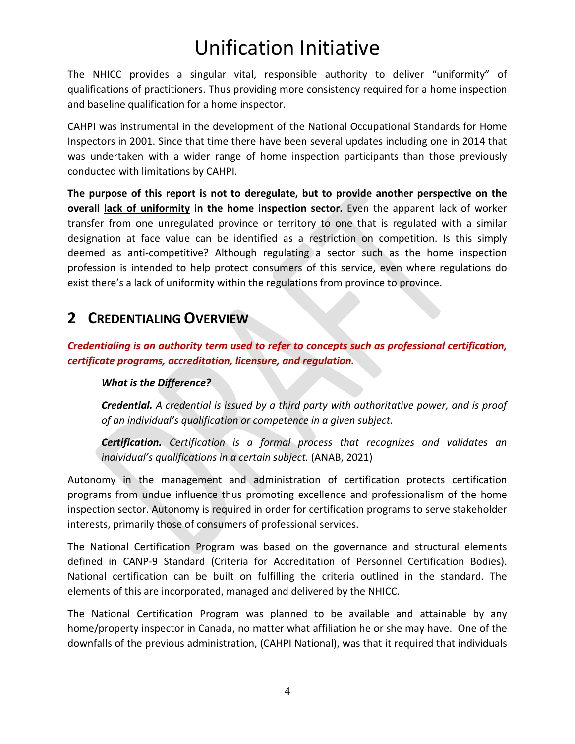# Unification Initiative

The NHICC provides a singular vital, responsible authority to deliver "uniformity" of qualifications of practitioners. Thus providing more consistency required for a home inspection and baseline qualification for a home inspector.

CAHPI was instrumental in the development of the National Occupational Standards for Home Inspectors in 2001. Since that time there have been several updates including one in 2014 that was undertaken with a wider range of home inspection participants than those previously conducted with limitations by CAHPI.

**The purpose of this report is not to deregulate, but to provide another perspective on the overall <u>lack of uniformity</u> in the home inspection sector.** Even the apparent lack of worker transfer from one unregulated province or territory to one that is regulated with a similar designation at face value can be identified as a restriction on competition. Is this simply deemed as anti-competitive? Although regulating a sector such as the home inspection profession is intended to help protect consumers of this service, even where regulations do exist there's a lack of uniformity within the regulations from province to province.

## 2 CREDENTIALING OVERVIEW

***Credentialing is an authority term used to refer to concepts such as professional certification, certificate programs, accreditation, licensure, and regulation.***

> ***What is the Difference?***
>
> ***Credential.*** *A credential is issued by a third party with authoritative power, and is proof of an individual's qualification or competence in a given subject.*
>
> ***Certification.*** *Certification is a formal process that recognizes and validates an individual's qualifications in a certain subject.* (ANAB, 2021)

Autonomy in the management and administration of certification protects certification programs from undue influence thus promoting excellence and professionalism of the home inspection sector. Autonomy is required in order for certification programs to serve stakeholder interests, primarily those of consumers of professional services.

The National Certification Program was based on the governance and structural elements defined in CANP-9 Standard (Criteria for Accreditation of Personnel Certification Bodies). National certification can be built on fulfilling the criteria outlined in the standard. The elements of this are incorporated, managed and delivered by the NHICC.

The National Certification Program was planned to be available and attainable by any home/property inspector in Canada, no matter what affiliation he or she may have. One of the downfalls of the previous administration, (CAHPI National), was that it required that individuals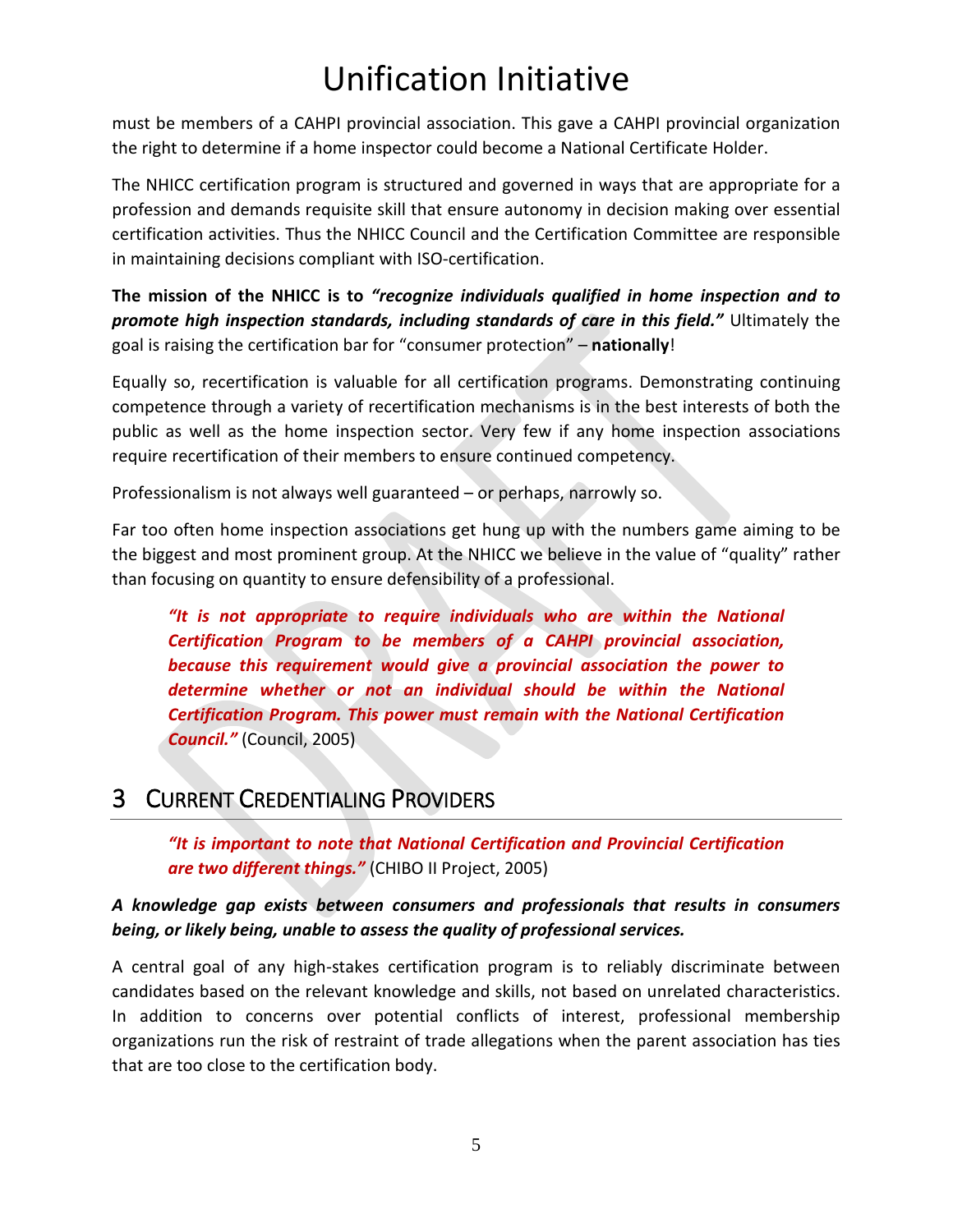must be members of a CAHPI provincial association. This gave a CAHPI provincial organization the right to determine if a home inspector could become a National Certificate Holder.

The NHICC certification program is structured and governed in ways that are appropriate for a profession and demands requisite skill that ensure autonomy in decision making over essential certification activities. Thus the NHICC Council and the Certification Committee are responsible in maintaining decisions compliant with ISO-certification.

**The mission of the NHICC is to *"recognize individuals qualified in home inspection and to promote high inspection standards, including standards of care in this field."*** Ultimately the goal is raising the certification bar for "consumer protection" – **nationally**!

Equally so, recertification is valuable for all certification programs. Demonstrating continuing competence through a variety of recertification mechanisms is in the best interests of both the public as well as the home inspection sector. Very few if any home inspection associations require recertification of their members to ensure continued competency.

Professionalism is not always well guaranteed – or perhaps, narrowly so.

Far too often home inspection associations get hung up with the numbers game aiming to be the biggest and most prominent group. At the NHICC we believe in the value of "quality" rather than focusing on quantity to ensure defensibility of a professional.

> ***"It is not appropriate to require individuals who are within the National Certification Program to be members of a CAHPI provincial association, because this requirement would give a provincial association the power to determine whether or not an individual should be within the National Certification Program. This power must remain with the National Certification Council."*** (Council, 2005)

## 3 Current Credentialing Providers

> ***"It is important to note that National Certification and Provincial Certification are two different things."*** (CHIBO II Project, 2005)

***A knowledge gap exists between consumers and professionals that results in consumers being, or likely being, unable to assess the quality of professional services.***

A central goal of any high-stakes certification program is to reliably discriminate between candidates based on the relevant knowledge and skills, not based on unrelated characteristics. In addition to concerns over potential conflicts of interest, professional membership organizations run the risk of restraint of trade allegations when the parent association has ties that are too close to the certification body.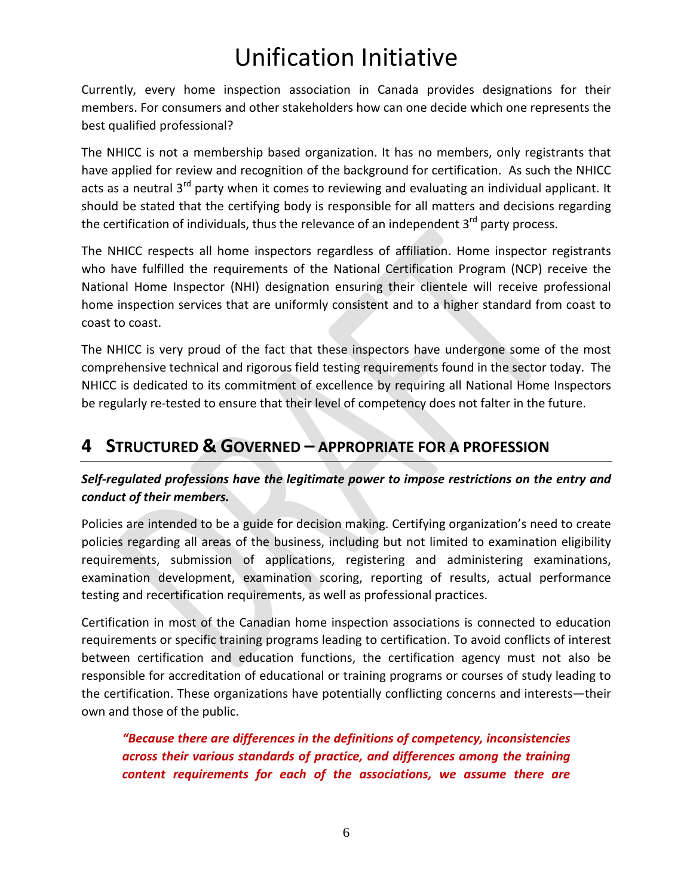Currently, every home inspection association in Canada provides designations for their members. For consumers and other stakeholders how can one decide which one represents the best qualified professional?

The NHICC is not a membership based organization. It has no members, only registrants that have applied for review and recognition of the background for certification. As such the NHICC acts as a neutral 3rd party when it comes to reviewing and evaluating an individual applicant. It should be stated that the certifying body is responsible for all matters and decisions regarding the certification of individuals, thus the relevance of an independent 3rd party process.

The NHICC respects all home inspectors regardless of affiliation. Home inspector registrants who have fulfilled the requirements of the National Certification Program (NCP) receive the National Home Inspector (NHI) designation ensuring their clientele will receive professional home inspection services that are uniformly consistent and to a higher standard from coast to coast to coast.

The NHICC is very proud of the fact that these inspectors have undergone some of the most comprehensive technical and rigorous field testing requirements found in the sector today. The NHICC is dedicated to its commitment of excellence by requiring all National Home Inspectors be regularly re-tested to ensure that their level of competency does not falter in the future.

## 4 STRUCTURED & GOVERNED – APPROPRIATE FOR A PROFESSION

***Self-regulated professions have the legitimate power to impose restrictions on the entry and conduct of their members.***

Policies are intended to be a guide for decision making. Certifying organization's need to create policies regarding all areas of the business, including but not limited to examination eligibility requirements, submission of applications, registering and administering examinations, examination development, examination scoring, reporting of results, actual performance testing and recertification requirements, as well as professional practices.

Certification in most of the Canadian home inspection associations is connected to education requirements or specific training programs leading to certification. To avoid conflicts of interest between certification and education functions, the certification agency must not also be responsible for accreditation of educational or training programs or courses of study leading to the certification. These organizations have potentially conflicting concerns and interests—their own and those of the public.

> ***"Because there are differences in the definitions of competency, inconsistencies across their various standards of practice, and differences among the training content requirements for each of the associations, we assume there are***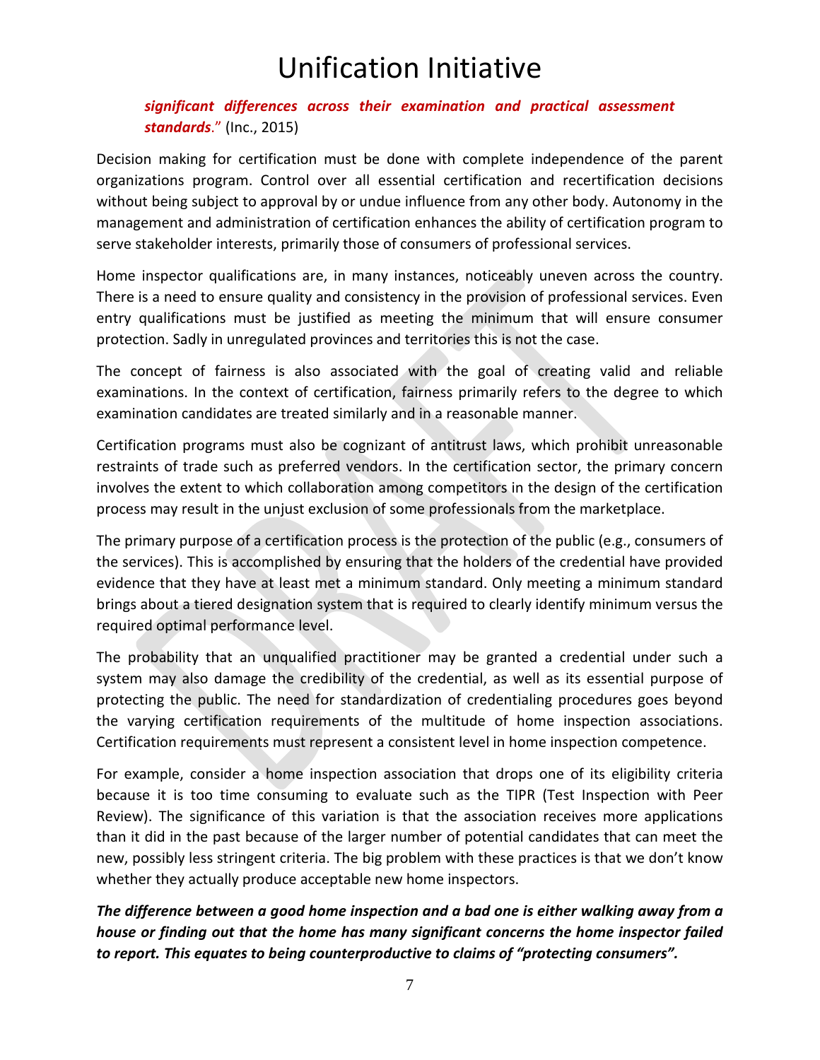*__significant differences across their examination and practical assessment standards__*." (Inc., 2015)

Decision making for certification must be done with complete independence of the parent organizations program. Control over all essential certification and recertification decisions without being subject to approval by or undue influence from any other body. Autonomy in the management and administration of certification enhances the ability of certification program to serve stakeholder interests, primarily those of consumers of professional services.

Home inspector qualifications are, in many instances, noticeably uneven across the country. There is a need to ensure quality and consistency in the provision of professional services. Even entry qualifications must be justified as meeting the minimum that will ensure consumer protection. Sadly in unregulated provinces and territories this is not the case.

The concept of fairness is also associated with the goal of creating valid and reliable examinations. In the context of certification, fairness primarily refers to the degree to which examination candidates are treated similarly and in a reasonable manner.

Certification programs must also be cognizant of antitrust laws, which prohibit unreasonable restraints of trade such as preferred vendors. In the certification sector, the primary concern involves the extent to which collaboration among competitors in the design of the certification process may result in the unjust exclusion of some professionals from the marketplace.

The primary purpose of a certification process is the protection of the public (e.g., consumers of the services). This is accomplished by ensuring that the holders of the credential have provided evidence that they have at least met a minimum standard. Only meeting a minimum standard brings about a tiered designation system that is required to clearly identify minimum versus the required optimal performance level.

The probability that an unqualified practitioner may be granted a credential under such a system may also damage the credibility of the credential, as well as its essential purpose of protecting the public. The need for standardization of credentialing procedures goes beyond the varying certification requirements of the multitude of home inspection associations. Certification requirements must represent a consistent level in home inspection competence.

For example, consider a home inspection association that drops one of its eligibility criteria because it is too time consuming to evaluate such as the TIPR (Test Inspection with Peer Review). The significance of this variation is that the association receives more applications than it did in the past because of the larger number of potential candidates that can meet the new, possibly less stringent criteria. The big problem with these practices is that we don't know whether they actually produce acceptable new home inspectors.

***The difference between a good home inspection and a bad one is either walking away from a house or finding out that the home has many significant concerns the home inspector failed to report. This equates to being counterproductive to claims of "protecting consumers".***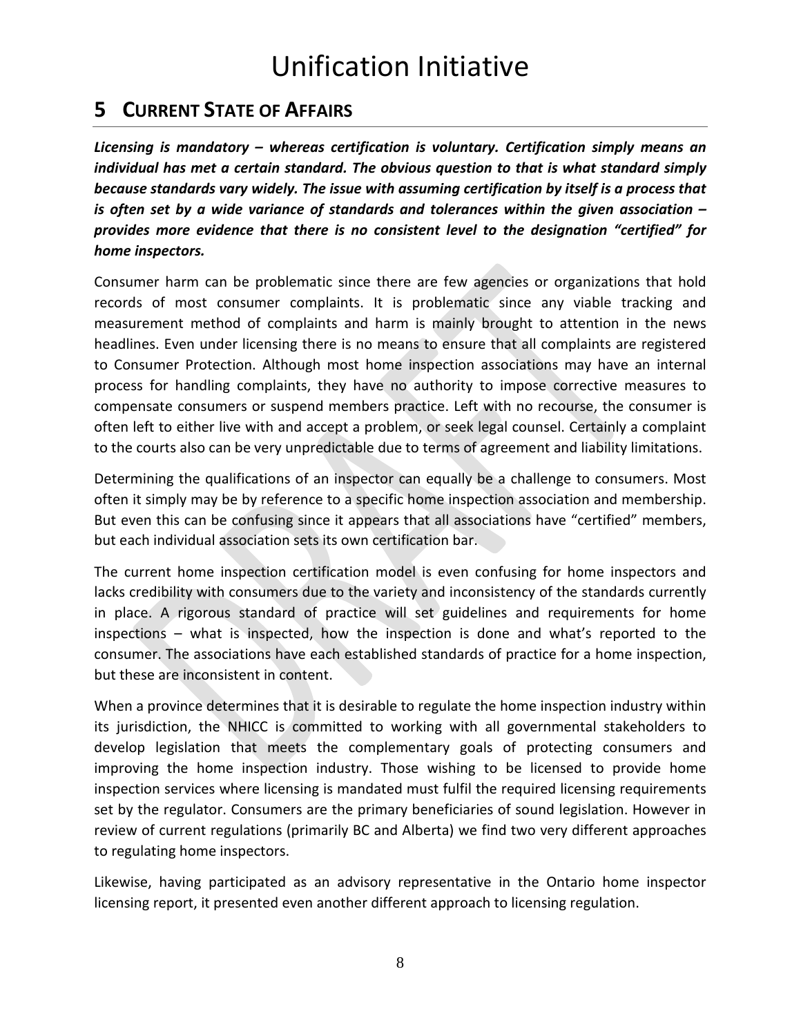## 5 CURRENT STATE OF AFFAIRS

***Licensing is mandatory – whereas certification is voluntary. Certification simply means an individual has met a certain standard. The obvious question to that is what standard simply because standards vary widely. The issue with assuming certification by itself is a process that is often set by a wide variance of standards and tolerances within the given association – provides more evidence that there is no consistent level to the designation "certified" for home inspectors.***

Consumer harm can be problematic since there are few agencies or organizations that hold records of most consumer complaints. It is problematic since any viable tracking and measurement method of complaints and harm is mainly brought to attention in the news headlines. Even under licensing there is no means to ensure that all complaints are registered to Consumer Protection. Although most home inspection associations may have an internal process for handling complaints, they have no authority to impose corrective measures to compensate consumers or suspend members practice. Left with no recourse, the consumer is often left to either live with and accept a problem, or seek legal counsel. Certainly a complaint to the courts also can be very unpredictable due to terms of agreement and liability limitations.

Determining the qualifications of an inspector can equally be a challenge to consumers. Most often it simply may be by reference to a specific home inspection association and membership. But even this can be confusing since it appears that all associations have "certified" members, but each individual association sets its own certification bar.

The current home inspection certification model is even confusing for home inspectors and lacks credibility with consumers due to the variety and inconsistency of the standards currently in place. A rigorous standard of practice will set guidelines and requirements for home inspections – what is inspected, how the inspection is done and what's reported to the consumer. The associations have each established standards of practice for a home inspection, but these are inconsistent in content.

When a province determines that it is desirable to regulate the home inspection industry within its jurisdiction, the NHICC is committed to working with all governmental stakeholders to develop legislation that meets the complementary goals of protecting consumers and improving the home inspection industry. Those wishing to be licensed to provide home inspection services where licensing is mandated must fulfil the required licensing requirements set by the regulator. Consumers are the primary beneficiaries of sound legislation. However in review of current regulations (primarily BC and Alberta) we find two very different approaches to regulating home inspectors.

Likewise, having participated as an advisory representative in the Ontario home inspector licensing report, it presented even another different approach to licensing regulation.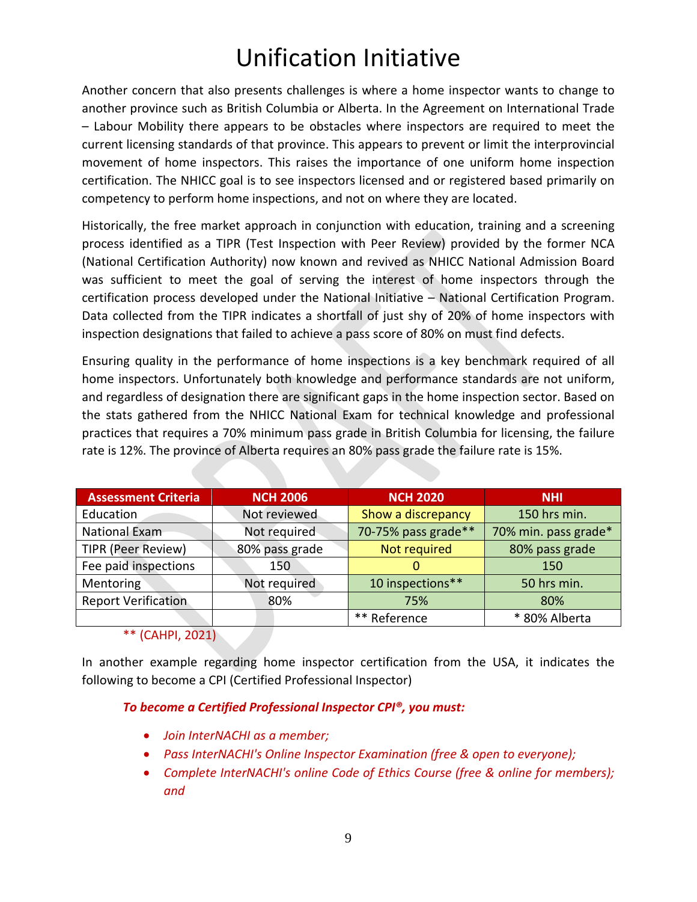# Unification Initiative

Another concern that also presents challenges is where a home inspector wants to change to another province such as British Columbia or Alberta. In the Agreement on International Trade – Labour Mobility there appears to be obstacles where inspectors are required to meet the current licensing standards of that province. This appears to prevent or limit the interprovincial movement of home inspectors. This raises the importance of one uniform home inspection certification. The NHICC goal is to see inspectors licensed and or registered based primarily on competency to perform home inspections, and not on where they are located.

Historically, the free market approach in conjunction with education, training and a screening process identified as a TIPR (Test Inspection with Peer Review) provided by the former NCA (National Certification Authority) now known and revived as NHICC National Admission Board was sufficient to meet the goal of serving the interest of home inspectors through the certification process developed under the National Initiative – National Certification Program. Data collected from the TIPR indicates a shortfall of just shy of 20% of home inspectors with inspection designations that failed to achieve a pass score of 80% on must find defects.

Ensuring quality in the performance of home inspections is a key benchmark required of all home inspectors. Unfortunately both knowledge and performance standards are not uniform, and regardless of designation there are significant gaps in the home inspection sector. Based on the stats gathered from the NHICC National Exam for technical knowledge and professional practices that requires a 70% minimum pass grade in British Columbia for licensing, the failure rate is 12%. The province of Alberta requires an 80% pass grade the failure rate is 15%.

| Assessment Criteria | NCH 2006 | NCH 2020 | NHI |
|---|---|---|---|
| Education | Not reviewed | Show a discrepancy | 150 hrs min. |
| National Exam | Not required | 70-75% pass grade** | 70% min. pass grade* |
| TIPR (Peer Review) | 80% pass grade | Not required | 80% pass grade |
| Fee paid inspections | 150 | 0 | 150 |
| Mentoring | Not required | 10 inspections** | 50 hrs min. |
| Report Verification | 80% | 75% | 80% |
| | | ** Reference | * 80% Alberta |

** (CAHPI, 2021)

In another example regarding home inspector certification from the USA, it indicates the following to become a CPI (Certified Professional Inspector)

***To become a Certified Professional Inspector CPI®, you must:***

- *Join InterNACHI as a member;*
- *Pass InterNACHI's Online Inspector Examination (free & open to everyone);*
- *Complete InterNACHI's online Code of Ethics Course (free & online for members); and*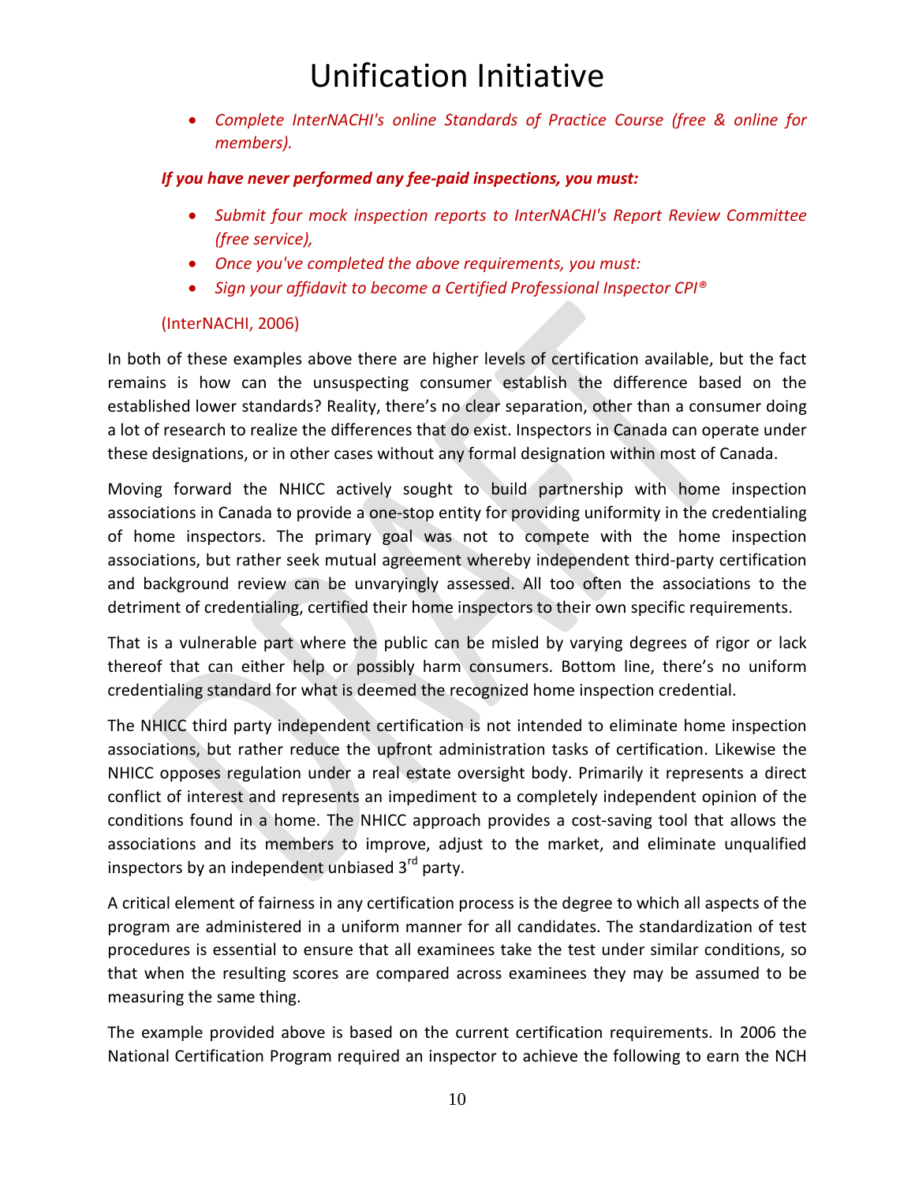- *Complete InterNACHI's online Standards of Practice Course (free & online for members).*

***If you have never performed any fee-paid inspections, you must:***

- *Submit four mock inspection reports to InterNACHI's Report Review Committee (free service),*
- *Once you've completed the above requirements, you must:*
- *Sign your affidavit to become a Certified Professional Inspector CPI®*

(InterNACHI, 2006)

In both of these examples above there are higher levels of certification available, but the fact remains is how can the unsuspecting consumer establish the difference based on the established lower standards? Reality, there's no clear separation, other than a consumer doing a lot of research to realize the differences that do exist. Inspectors in Canada can operate under these designations, or in other cases without any formal designation within most of Canada.

Moving forward the NHICC actively sought to build partnership with home inspection associations in Canada to provide a one-stop entity for providing uniformity in the credentialing of home inspectors. The primary goal was not to compete with the home inspection associations, but rather seek mutual agreement whereby independent third-party certification and background review can be unvaryingly assessed. All too often the associations to the detriment of credentialing, certified their home inspectors to their own specific requirements.

That is a vulnerable part where the public can be misled by varying degrees of rigor or lack thereof that can either help or possibly harm consumers. Bottom line, there's no uniform credentialing standard for what is deemed the recognized home inspection credential.

The NHICC third party independent certification is not intended to eliminate home inspection associations, but rather reduce the upfront administration tasks of certification. Likewise the NHICC opposes regulation under a real estate oversight body. Primarily it represents a direct conflict of interest and represents an impediment to a completely independent opinion of the conditions found in a home. The NHICC approach provides a cost-saving tool that allows the associations and its members to improve, adjust to the market, and eliminate unqualified inspectors by an independent unbiased 3rd party.

A critical element of fairness in any certification process is the degree to which all aspects of the program are administered in a uniform manner for all candidates. The standardization of test procedures is essential to ensure that all examinees take the test under similar conditions, so that when the resulting scores are compared across examinees they may be assumed to be measuring the same thing.

The example provided above is based on the current certification requirements. In 2006 the National Certification Program required an inspector to achieve the following to earn the NCH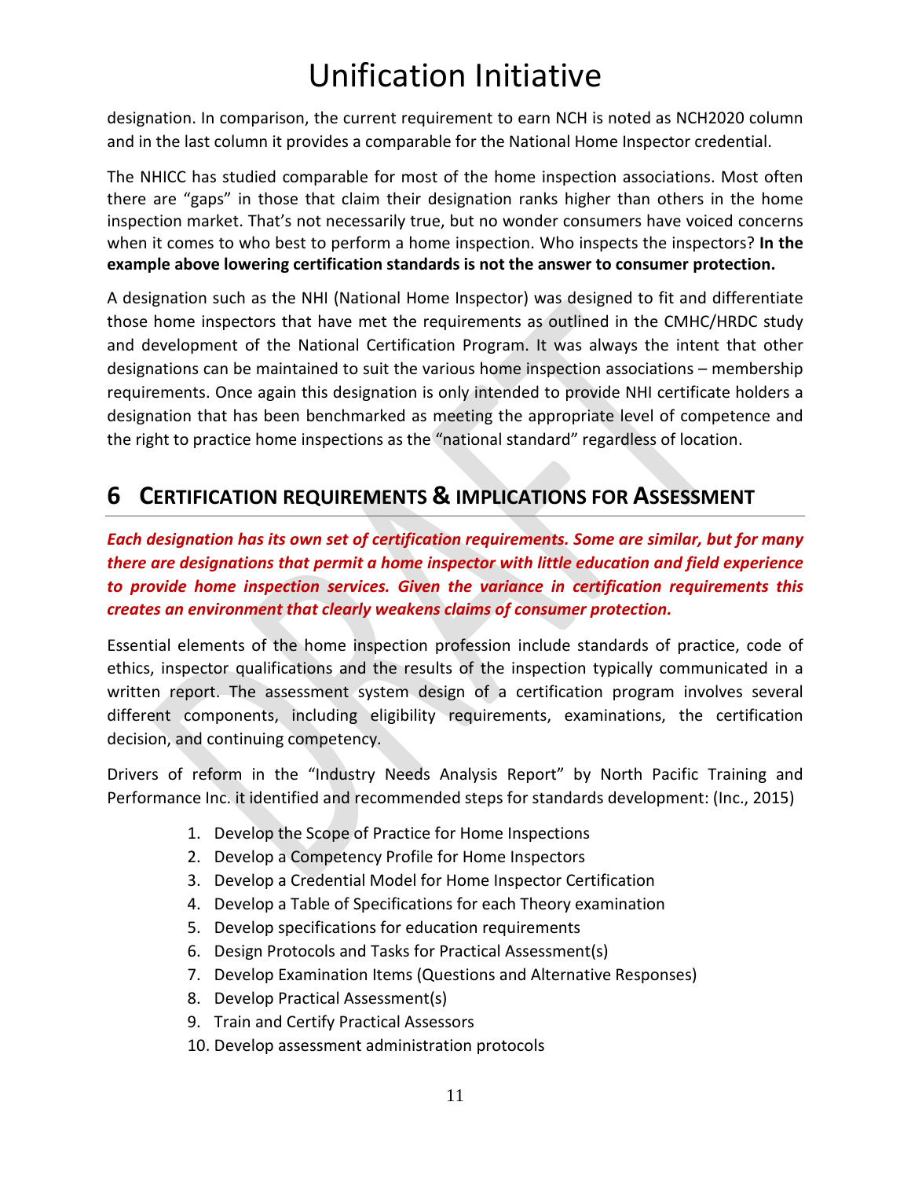designation. In comparison, the current requirement to earn NCH is noted as NCH2020 column and in the last column it provides a comparable for the National Home Inspector credential.

The NHICC has studied comparable for most of the home inspection associations. Most often there are "gaps" in those that claim their designation ranks higher than others in the home inspection market. That's not necessarily true, but no wonder consumers have voiced concerns when it comes to who best to perform a home inspection. Who inspects the inspectors? **In the example above lowering certification standards is not the answer to consumer protection.**

A designation such as the NHI (National Home Inspector) was designed to fit and differentiate those home inspectors that have met the requirements as outlined in the CMHC/HRDC study and development of the National Certification Program. It was always the intent that other designations can be maintained to suit the various home inspection associations – membership requirements. Once again this designation is only intended to provide NHI certificate holders a designation that has been benchmarked as meeting the appropriate level of competence and the right to practice home inspections as the "national standard" regardless of location.

## 6 CERTIFICATION REQUIREMENTS & IMPLICATIONS FOR ASSESSMENT

***Each designation has its own set of certification requirements. Some are similar, but for many there are designations that permit a home inspector with little education and field experience to provide home inspection services. Given the variance in certification requirements this creates an environment that clearly weakens claims of consumer protection.***

Essential elements of the home inspection profession include standards of practice, code of ethics, inspector qualifications and the results of the inspection typically communicated in a written report. The assessment system design of a certification program involves several different components, including eligibility requirements, examinations, the certification decision, and continuing competency.

Drivers of reform in the "Industry Needs Analysis Report" by North Pacific Training and Performance Inc. it identified and recommended steps for standards development: (Inc., 2015)

1. Develop the Scope of Practice for Home Inspections
2. Develop a Competency Profile for Home Inspectors
3. Develop a Credential Model for Home Inspector Certification
4. Develop a Table of Specifications for each Theory examination
5. Develop specifications for education requirements
6. Design Protocols and Tasks for Practical Assessment(s)
7. Develop Examination Items (Questions and Alternative Responses)
8. Develop Practical Assessment(s)
9. Train and Certify Practical Assessors
10. Develop assessment administration protocols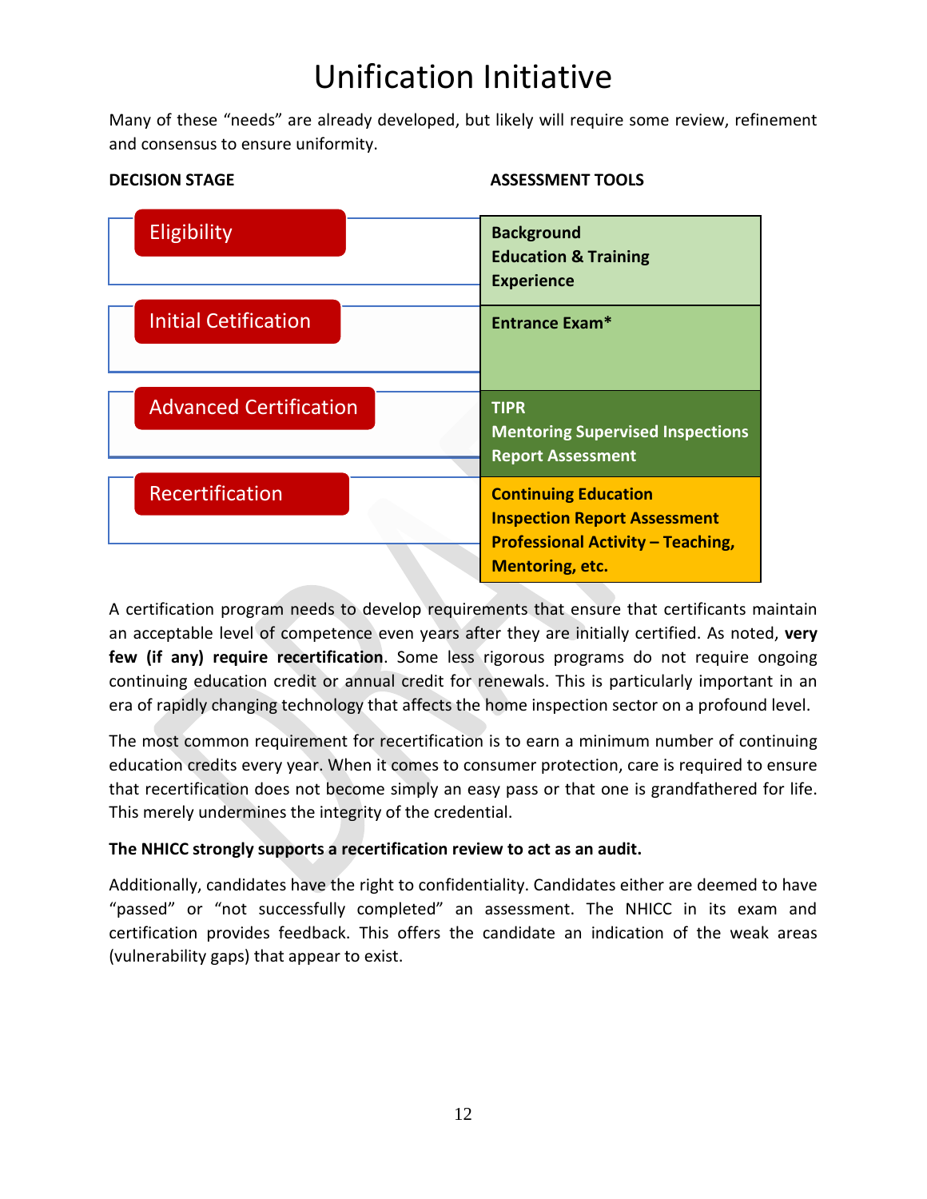# Unification Initiative

Many of these "needs" are already developed, but likely will require some review, refinement and consensus to ensure uniformity.

| DECISION STAGE | ASSESSMENT TOOLS |
|---|---|
| Eligibility | **Background**<br>**Education & Training**<br>**Experience** |
| Initial Cetification | **Entrance Exam*** |
| Advanced Certification | **TIPR**<br>**Mentoring Supervised Inspections**<br>**Report Assessment** |
| Recertification | **Continuing Education**<br>**Inspection Report Assessment**<br>**Professional Activity – Teaching, Mentoring, etc.** |

A certification program needs to develop requirements that ensure that certificants maintain an acceptable level of competence even years after they are initially certified. As noted, **very few (if any) require recertification**. Some less rigorous programs do not require ongoing continuing education credit or annual credit for renewals. This is particularly important in an era of rapidly changing technology that affects the home inspection sector on a profound level.

The most common requirement for recertification is to earn a minimum number of continuing education credits every year. When it comes to consumer protection, care is required to ensure that recertification does not become simply an easy pass or that one is grandfathered for life. This merely undermines the integrity of the credential.

**The NHICC strongly supports a recertification review to act as an audit.**

Additionally, candidates have the right to confidentiality. Candidates either are deemed to have "passed" or "not successfully completed" an assessment. The NHICC in its exam and certification provides feedback. This offers the candidate an indication of the weak areas (vulnerability gaps) that appear to exist.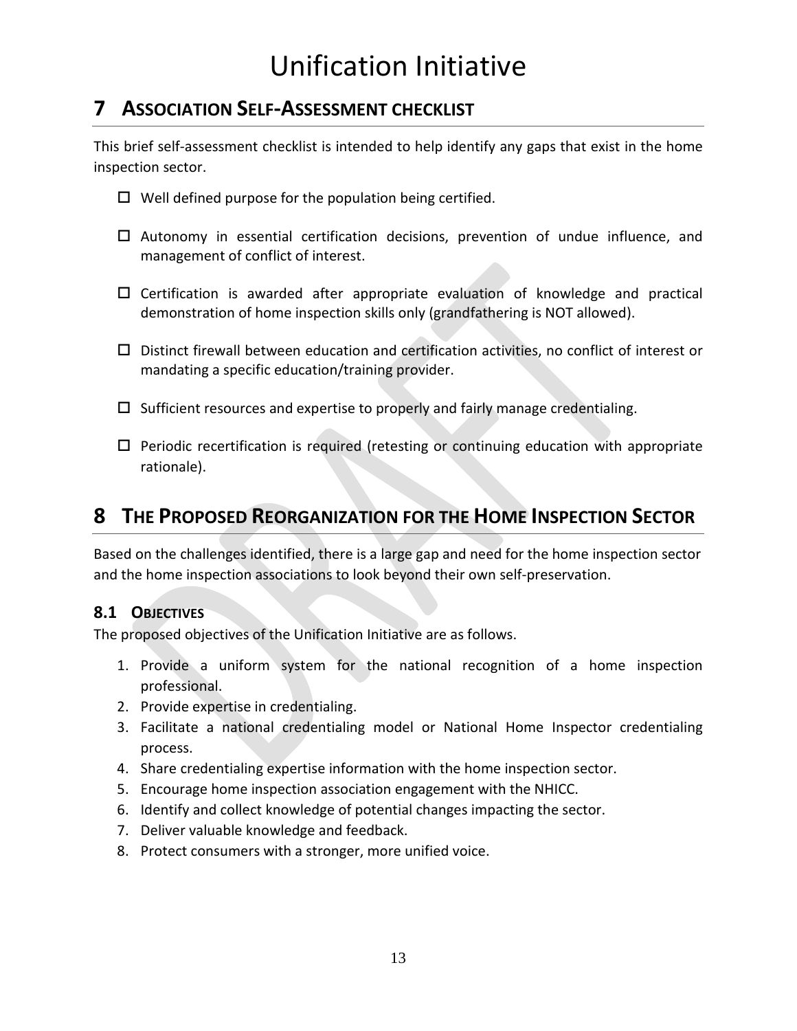## 7 ASSOCIATION SELF-ASSESSMENT CHECKLIST

This brief self-assessment checklist is intended to help identify any gaps that exist in the home inspection sector.

- ☐ Well defined purpose for the population being certified.
- ☐ Autonomy in essential certification decisions, prevention of undue influence, and management of conflict of interest.
- ☐ Certification is awarded after appropriate evaluation of knowledge and practical demonstration of home inspection skills only (grandfathering is NOT allowed).
- ☐ Distinct firewall between education and certification activities, no conflict of interest or mandating a specific education/training provider.
- ☐ Sufficient resources and expertise to properly and fairly manage credentialing.
- ☐ Periodic recertification is required (retesting or continuing education with appropriate rationale).

## 8 THE PROPOSED REORGANIZATION FOR THE HOME INSPECTION SECTOR

Based on the challenges identified, there is a large gap and need for the home inspection sector and the home inspection associations to look beyond their own self-preservation.

### 8.1 OBJECTIVES

The proposed objectives of the Unification Initiative are as follows.

1. Provide a uniform system for the national recognition of a home inspection professional.
2. Provide expertise in credentialing.
3. Facilitate a national credentialing model or National Home Inspector credentialing process.
4. Share credentialing expertise information with the home inspection sector.
5. Encourage home inspection association engagement with the NHICC.
6. Identify and collect knowledge of potential changes impacting the sector.
7. Deliver valuable knowledge and feedback.
8. Protect consumers with a stronger, more unified voice.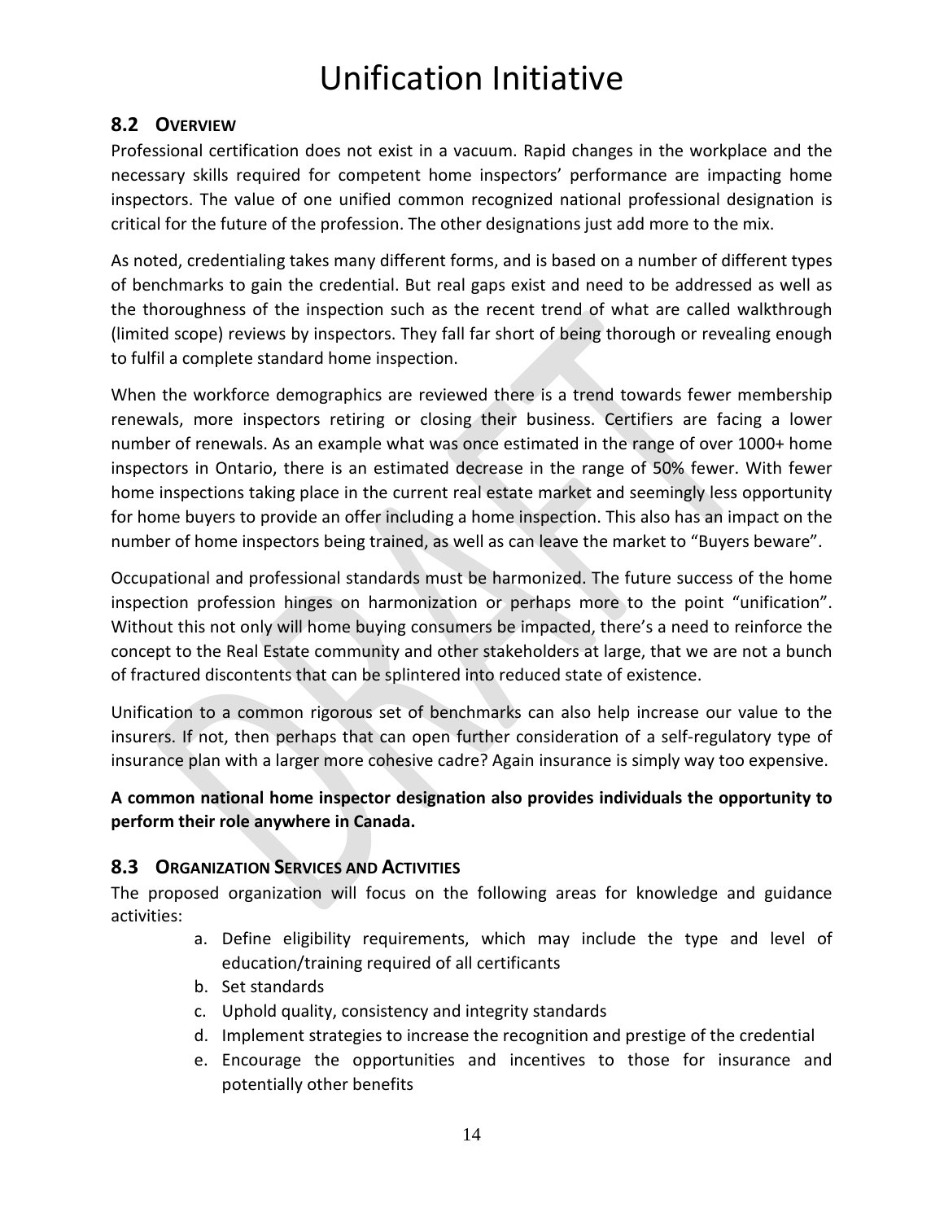# Unification Initiative

## 8.2 Overview

Professional certification does not exist in a vacuum. Rapid changes in the workplace and the necessary skills required for competent home inspectors' performance are impacting home inspectors. The value of one unified common recognized national professional designation is critical for the future of the profession. The other designations just add more to the mix.

As noted, credentialing takes many different forms, and is based on a number of different types of benchmarks to gain the credential. But real gaps exist and need to be addressed as well as the thoroughness of the inspection such as the recent trend of what are called walkthrough (limited scope) reviews by inspectors. They fall far short of being thorough or revealing enough to fulfil a complete standard home inspection.

When the workforce demographics are reviewed there is a trend towards fewer membership renewals, more inspectors retiring or closing their business. Certifiers are facing a lower number of renewals. As an example what was once estimated in the range of over 1000+ home inspectors in Ontario, there is an estimated decrease in the range of 50% fewer. With fewer home inspections taking place in the current real estate market and seemingly less opportunity for home buyers to provide an offer including a home inspection. This also has an impact on the number of home inspectors being trained, as well as can leave the market to "Buyers beware".

Occupational and professional standards must be harmonized. The future success of the home inspection profession hinges on harmonization or perhaps more to the point "unification". Without this not only will home buying consumers be impacted, there's a need to reinforce the concept to the Real Estate community and other stakeholders at large, that we are not a bunch of fractured discontents that can be splintered into reduced state of existence.

Unification to a common rigorous set of benchmarks can also help increase our value to the insurers. If not, then perhaps that can open further consideration of a self-regulatory type of insurance plan with a larger more cohesive cadre? Again insurance is simply way too expensive.

**A common national home inspector designation also provides individuals the opportunity to perform their role anywhere in Canada.**

## 8.3 Organization Services and Activities

The proposed organization will focus on the following areas for knowledge and guidance activities:

a. Define eligibility requirements, which may include the type and level of education/training required of all certificants
b. Set standards
c. Uphold quality, consistency and integrity standards
d. Implement strategies to increase the recognition and prestige of the credential
e. Encourage the opportunities and incentives to those for insurance and potentially other benefits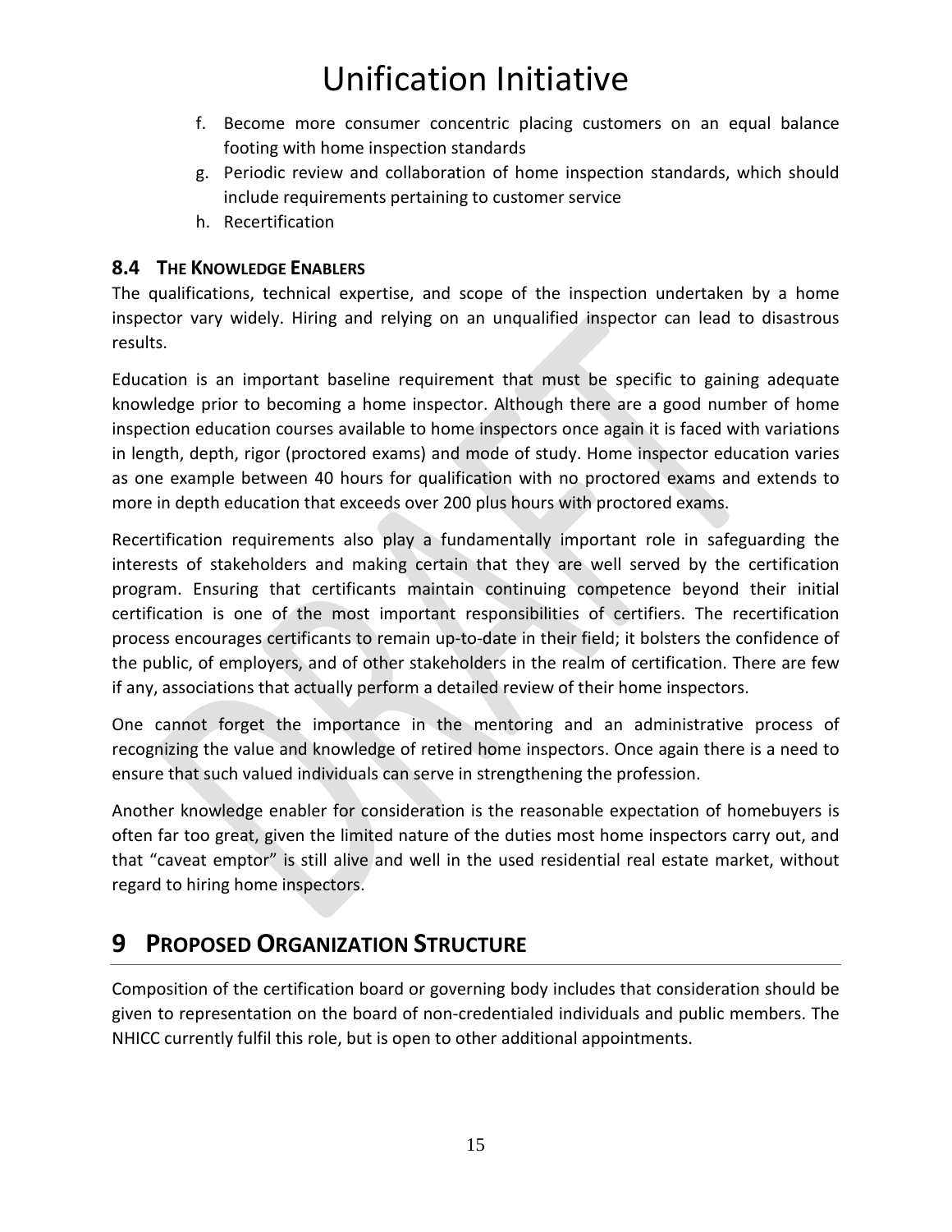f. Become more consumer concentric placing customers on an equal balance footing with home inspection standards
g. Periodic review and collaboration of home inspection standards, which should include requirements pertaining to customer service
h. Recertification

### 8.4 THE KNOWLEDGE ENABLERS

The qualifications, technical expertise, and scope of the inspection undertaken by a home inspector vary widely. Hiring and relying on an unqualified inspector can lead to disastrous results.

Education is an important baseline requirement that must be specific to gaining adequate knowledge prior to becoming a home inspector. Although there are a good number of home inspection education courses available to home inspectors once again it is faced with variations in length, depth, rigor (proctored exams) and mode of study. Home inspector education varies as one example between 40 hours for qualification with no proctored exams and extends to more in depth education that exceeds over 200 plus hours with proctored exams.

Recertification requirements also play a fundamentally important role in safeguarding the interests of stakeholders and making certain that they are well served by the certification program. Ensuring that certificants maintain continuing competence beyond their initial certification is one of the most important responsibilities of certifiers. The recertification process encourages certificants to remain up-to-date in their field; it bolsters the confidence of the public, of employers, and of other stakeholders in the realm of certification. There are few if any, associations that actually perform a detailed review of their home inspectors.

One cannot forget the importance in the mentoring and an administrative process of recognizing the value and knowledge of retired home inspectors. Once again there is a need to ensure that such valued individuals can serve in strengthening the profession.

Another knowledge enabler for consideration is the reasonable expectation of homebuyers is often far too great, given the limited nature of the duties most home inspectors carry out, and that "caveat emptor" is still alive and well in the used residential real estate market, without regard to hiring home inspectors.

## 9 PROPOSED ORGANIZATION STRUCTURE

Composition of the certification board or governing body includes that consideration should be given to representation on the board of non-credentialed individuals and public members. The NHICC currently fulfil this role, but is open to other additional appointments.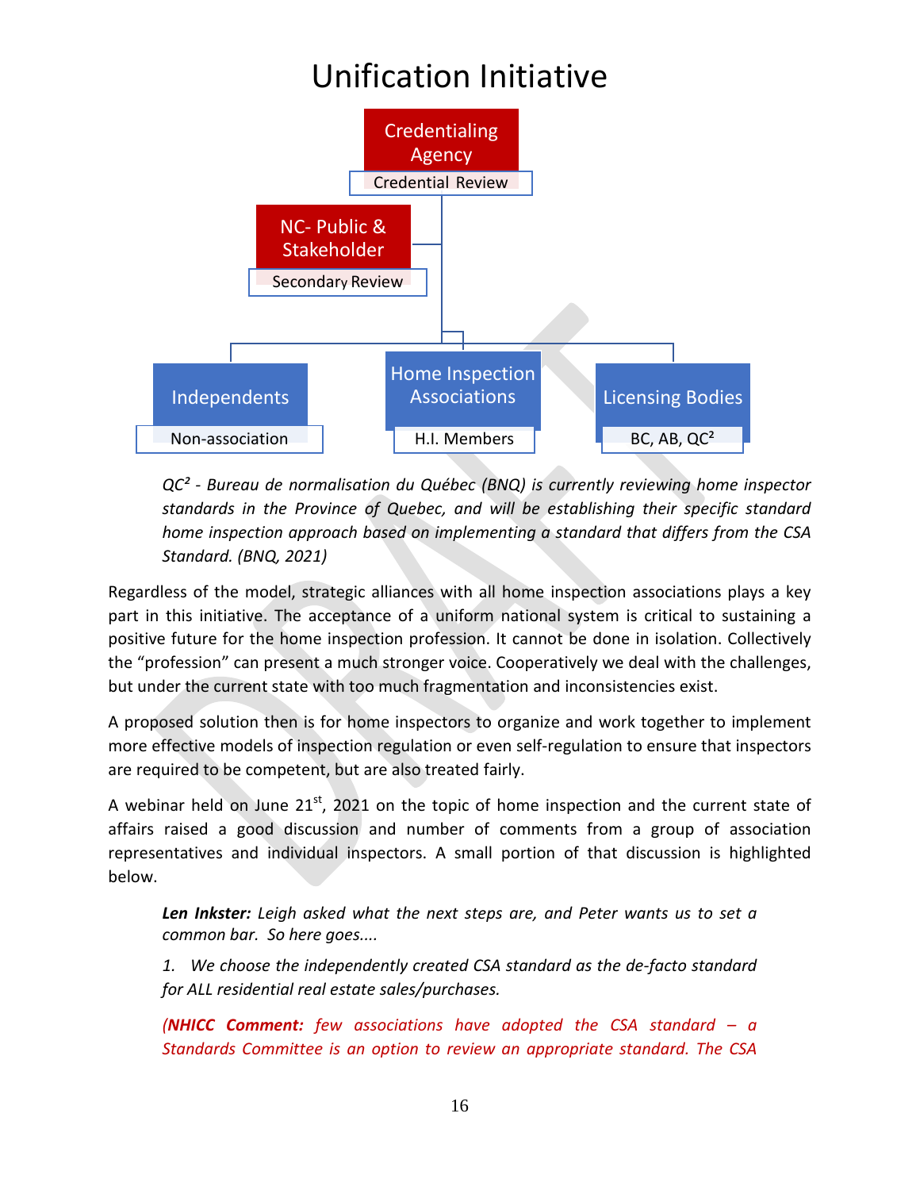# Unification Initiative

Credentialing Agency
Credential Review

NC- Public & Stakeholder
Secondary Review

Independents
Non-association

Home Inspection Associations
H.I. Members

Licensing Bodies
BC, AB, QC²

*QC² - Bureau de normalisation du Québec (BNQ) is currently reviewing home inspector standards in the Province of Quebec, and will be establishing their specific standard home inspection approach based on implementing a standard that differs from the CSA Standard. (BNQ, 2021)*

Regardless of the model, strategic alliances with all home inspection associations plays a key part in this initiative. The acceptance of a uniform national system is critical to sustaining a positive future for the home inspection profession. It cannot be done in isolation. Collectively the "profession" can present a much stronger voice. Cooperatively we deal with the challenges, but under the current state with too much fragmentation and inconsistencies exist.

A proposed solution then is for home inspectors to organize and work together to implement more effective models of inspection regulation or even self-regulation to ensure that inspectors are required to be competent, but are also treated fairly.

A webinar held on June 21st, 2021 on the topic of home inspection and the current state of affairs raised a good discussion and number of comments from a group of association representatives and individual inspectors. A small portion of that discussion is highlighted below.

> ***Len Inkster:*** *Leigh asked what the next steps are, and Peter wants us to set a common bar. So here goes....*
>
> *1. We choose the independently created CSA standard as the de-facto standard for ALL residential real estate sales/purchases.*
>
> ***(NHICC Comment:*** *few associations have adopted the CSA standard – a Standards Committee is an option to review an appropriate standard. The CSA*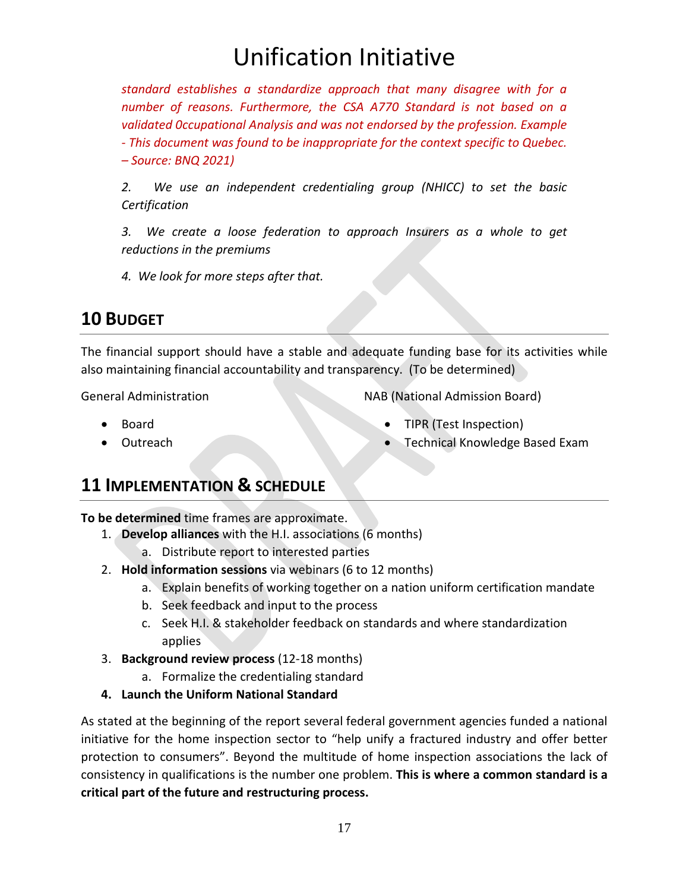*standard establishes a standardize approach that many disagree with for a number of reasons. Furthermore, the CSA A770 Standard is not based on a validated 0ccupational Analysis and was not endorsed by the profession. Example - This document was found to be inappropriate for the context specific to Quebec. – Source: BNQ 2021)*

*2. We use an independent credentialing group (NHICC) to set the basic Certification*

*3. We create a loose federation to approach Insurers as a whole to get reductions in the premiums*

*4. We look for more steps after that.*

## 10 BUDGET

The financial support should have a stable and adequate funding base for its activities while also maintaining financial accountability and transparency. (To be determined)

General Administration

- Board
- Outreach

NAB (National Admission Board)

- TIPR (Test Inspection)
- Technical Knowledge Based Exam

## 11 IMPLEMENTATION & SCHEDULE

**To be determined** time frames are approximate.

1. **Develop alliances** with the H.I. associations (6 months)
    a. Distribute report to interested parties
2. **Hold information sessions** via webinars (6 to 12 months)
    a. Explain benefits of working together on a nation uniform certification mandate
    b. Seek feedback and input to the process
    c. Seek H.I. & stakeholder feedback on standards and where standardization applies
3. **Background review process** (12-18 months)
    a. Formalize the credentialing standard
4. **Launch the Uniform National Standard**

As stated at the beginning of the report several federal government agencies funded a national initiative for the home inspection sector to "help unify a fractured industry and offer better protection to consumers". Beyond the multitude of home inspection associations the lack of consistency in qualifications is the number one problem. **This is where a common standard is a critical part of the future and restructuring process.**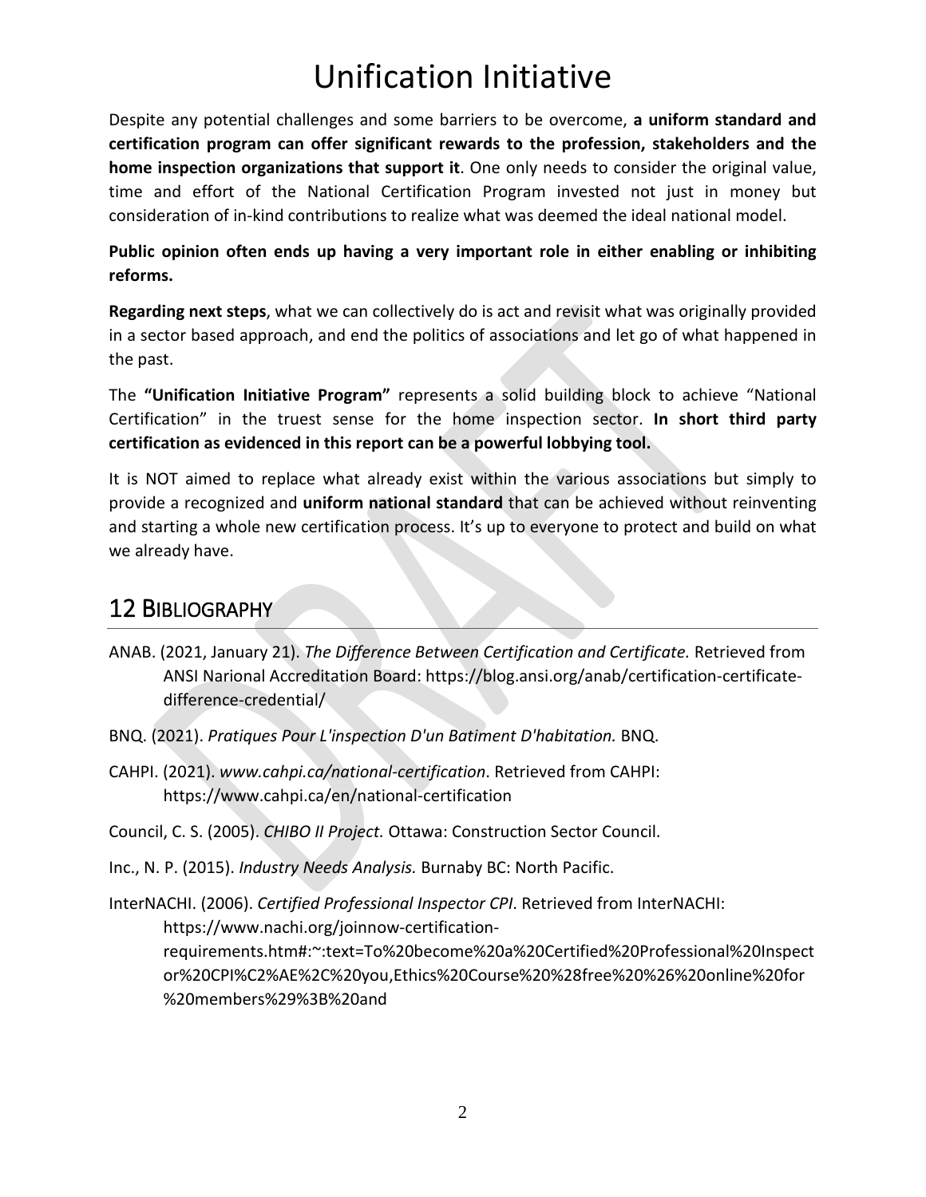# Unification Initiative

Despite any potential challenges and some barriers to be overcome, **a uniform standard and certification program can offer significant rewards to the profession, stakeholders and the home inspection organizations that support it**. One only needs to consider the original value, time and effort of the National Certification Program invested not just in money but consideration of in-kind contributions to realize what was deemed the ideal national model.

**Public opinion often ends up having a very important role in either enabling or inhibiting reforms.**

**Regarding next steps**, what we can collectively do is act and revisit what was originally provided in a sector based approach, and end the politics of associations and let go of what happened in the past.

The **"Unification Initiative Program"** represents a solid building block to achieve "National Certification" in the truest sense for the home inspection sector. **In short third party certification as evidenced in this report can be a powerful lobbying tool.**

It is NOT aimed to replace what already exist within the various associations but simply to provide a recognized and **uniform national standard** that can be achieved without reinventing and starting a whole new certification process. It's up to everyone to protect and build on what we already have.

## 12 BIBLIOGRAPHY

ANAB. (2021, January 21). *The Difference Between Certification and Certificate.* Retrieved from ANSI Narional Accreditation Board: https://blog.ansi.org/anab/certification-certificate-difference-credential/

BNQ. (2021). *Pratiques Pour L'inspection D'un Batiment D'habitation.* BNQ.

CAHPI. (2021). *www.cahpi.ca/national-certification*. Retrieved from CAHPI: https://www.cahpi.ca/en/national-certification

Council, C. S. (2005). *CHIBO II Project.* Ottawa: Construction Sector Council.

Inc., N. P. (2015). *Industry Needs Analysis.* Burnaby BC: North Pacific.

InterNACHI. (2006). *Certified Professional Inspector CPI*. Retrieved from InterNACHI: https://www.nachi.org/joinnow-certification-requirements.htm#:~:text=To%20become%20a%20Certified%20Professional%20Inspector%20CPI%C2%AE%2C%20you,Ethics%20Course%20%28free%20%26%20online%20for%20members%29%3B%20and